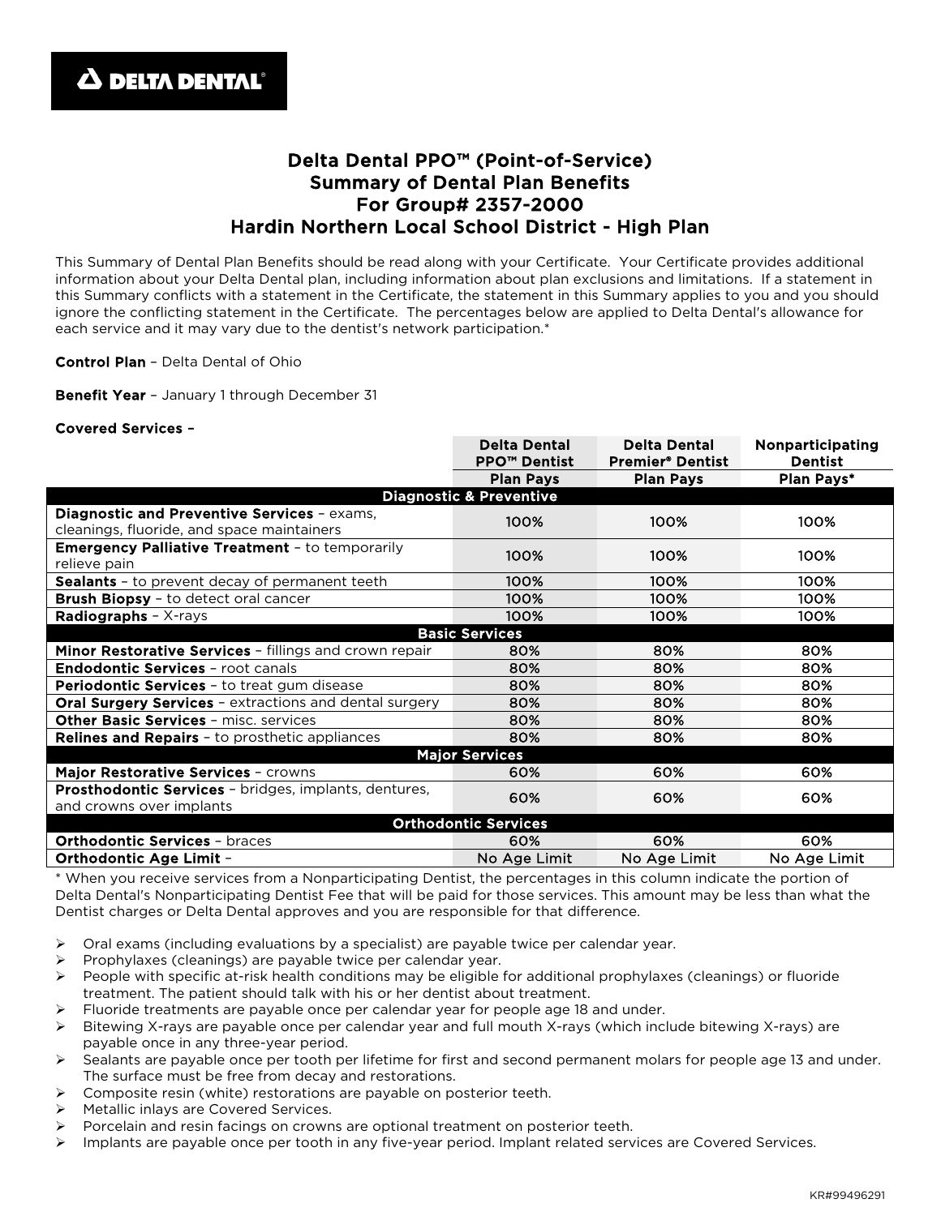**DELTA DENTAL®**

# Delta Dental PPO™ (Point-of-Service)
# Summary of Dental Plan Benefits
# For Group# 2357-2000
# Hardin Northern Local School District - High Plan

This Summary of Dental Plan Benefits should be read along with your Certificate. Your Certificate provides additional information about your Delta Dental plan, including information about plan exclusions and limitations. If a statement in this Summary conflicts with a statement in the Certificate, the statement in this Summary applies to you and you should ignore the conflicting statement in the Certificate. The percentages below are applied to Delta Dental's allowance for each service and it may vary due to the dentist's network participation.*

**Control Plan** – Delta Dental of Ohio

**Benefit Year** – January 1 through December 31

**Covered Services** –

| | Delta Dental PPO™ Dentist | Delta Dental Premier® Dentist | Nonparticipating Dentist |
|---|---|---|---|
| | **Plan Pays** | **Plan Pays** | **Plan Pays*** |
| **Diagnostic & Preventive** | | | |
| **Diagnostic and Preventive Services** – exams, cleanings, fluoride, and space maintainers | 100% | 100% | 100% |
| **Emergency Palliative Treatment** – to temporarily relieve pain | 100% | 100% | 100% |
| **Sealants** – to prevent decay of permanent teeth | 100% | 100% | 100% |
| **Brush Biopsy** – to detect oral cancer | 100% | 100% | 100% |
| **Radiographs** – X-rays | 100% | 100% | 100% |
| **Basic Services** | | | |
| **Minor Restorative Services** – fillings and crown repair | 80% | 80% | 80% |
| **Endodontic Services** – root canals | 80% | 80% | 80% |
| **Periodontic Services** – to treat gum disease | 80% | 80% | 80% |
| **Oral Surgery Services** – extractions and dental surgery | 80% | 80% | 80% |
| **Other Basic Services** – misc. services | 80% | 80% | 80% |
| **Relines and Repairs** – to prosthetic appliances | 80% | 80% | 80% |
| **Major Services** | | | |
| **Major Restorative Services** – crowns | 60% | 60% | 60% |
| **Prosthodontic Services** – bridges, implants, dentures, and crowns over implants | 60% | 60% | 60% |
| **Orthodontic Services** | | | |
| **Orthodontic Services** – braces | 60% | 60% | 60% |
| **Orthodontic Age Limit** – | No Age Limit | No Age Limit | No Age Limit |

* When you receive services from a Nonparticipating Dentist, the percentages in this column indicate the portion of Delta Dental's Nonparticipating Dentist Fee that will be paid for those services. This amount may be less than what the Dentist charges or Delta Dental approves and you are responsible for that difference.

- Oral exams (including evaluations by a specialist) are payable twice per calendar year.
- Prophylaxes (cleanings) are payable twice per calendar year.
- People with specific at-risk health conditions may be eligible for additional prophylaxes (cleanings) or fluoride treatment. The patient should talk with his or her dentist about treatment.
- Fluoride treatments are payable once per calendar year for people age 18 and under.
- Bitewing X-rays are payable once per calendar year and full mouth X-rays (which include bitewing X-rays) are payable once in any three-year period.
- Sealants are payable once per tooth per lifetime for first and second permanent molars for people age 13 and under. The surface must be free from decay and restorations.
- Composite resin (white) restorations are payable on posterior teeth.
- Metallic inlays are Covered Services.
- Porcelain and resin facings on crowns are optional treatment on posterior teeth.
- Implants are payable once per tooth in any five-year period. Implant related services are Covered Services.

KR#99496291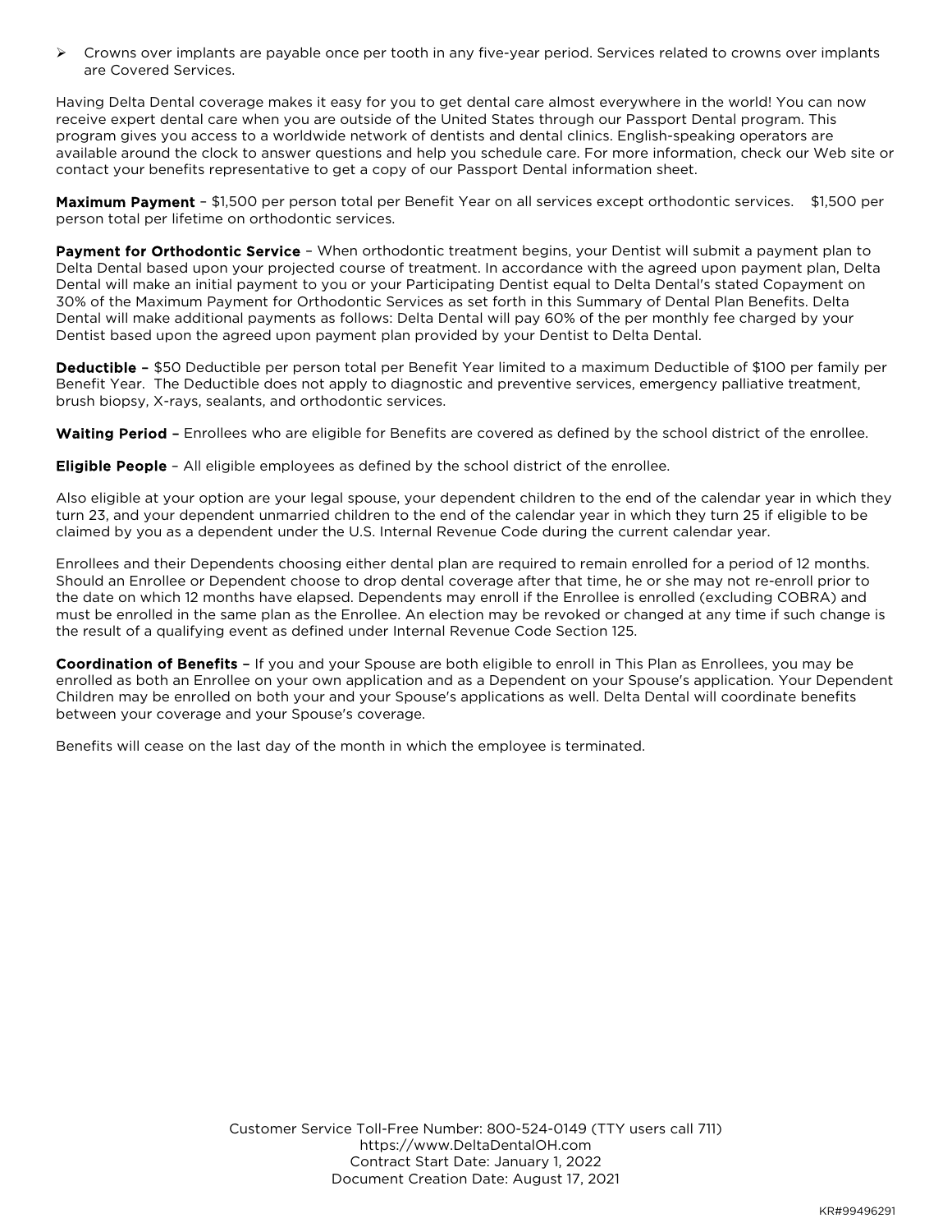- Crowns over implants are payable once per tooth in any five-year period. Services related to crowns over implants are Covered Services.

Having Delta Dental coverage makes it easy for you to get dental care almost everywhere in the world! You can now receive expert dental care when you are outside of the United States through our Passport Dental program. This program gives you access to a worldwide network of dentists and dental clinics. English-speaking operators are available around the clock to answer questions and help you schedule care. For more information, check our Web site or contact your benefits representative to get a copy of our Passport Dental information sheet.

**Maximum Payment** – $1,500 per person total per Benefit Year on all services except orthodontic services. $1,500 per person total per lifetime on orthodontic services.

**Payment for Orthodontic Service** – When orthodontic treatment begins, your Dentist will submit a payment plan to Delta Dental based upon your projected course of treatment. In accordance with the agreed upon payment plan, Delta Dental will make an initial payment to you or your Participating Dentist equal to Delta Dental's stated Copayment on 30% of the Maximum Payment for Orthodontic Services as set forth in this Summary of Dental Plan Benefits. Delta Dental will make additional payments as follows: Delta Dental will pay 60% of the per monthly fee charged by your Dentist based upon the agreed upon payment plan provided by your Dentist to Delta Dental.

**Deductible –** $50 Deductible per person total per Benefit Year limited to a maximum Deductible of $100 per family per Benefit Year. The Deductible does not apply to diagnostic and preventive services, emergency palliative treatment, brush biopsy, X-rays, sealants, and orthodontic services.

**Waiting Period –** Enrollees who are eligible for Benefits are covered as defined by the school district of the enrollee.

**Eligible People** – All eligible employees as defined by the school district of the enrollee.

Also eligible at your option are your legal spouse, your dependent children to the end of the calendar year in which they turn 23, and your dependent unmarried children to the end of the calendar year in which they turn 25 if eligible to be claimed by you as a dependent under the U.S. Internal Revenue Code during the current calendar year.

Enrollees and their Dependents choosing either dental plan are required to remain enrolled for a period of 12 months. Should an Enrollee or Dependent choose to drop dental coverage after that time, he or she may not re-enroll prior to the date on which 12 months have elapsed. Dependents may enroll if the Enrollee is enrolled (excluding COBRA) and must be enrolled in the same plan as the Enrollee. An election may be revoked or changed at any time if such change is the result of a qualifying event as defined under Internal Revenue Code Section 125.

**Coordination of Benefits –** If you and your Spouse are both eligible to enroll in This Plan as Enrollees, you may be enrolled as both an Enrollee on your own application and as a Dependent on your Spouse's application. Your Dependent Children may be enrolled on both your and your Spouse's applications as well. Delta Dental will coordinate benefits between your coverage and your Spouse's coverage.

Benefits will cease on the last day of the month in which the employee is terminated.

Customer Service Toll-Free Number: 800-524-0149 (TTY users call 711)
https://www.DeltaDentalOH.com
Contract Start Date: January 1, 2022
Document Creation Date: August 17, 2021

KR#99496291